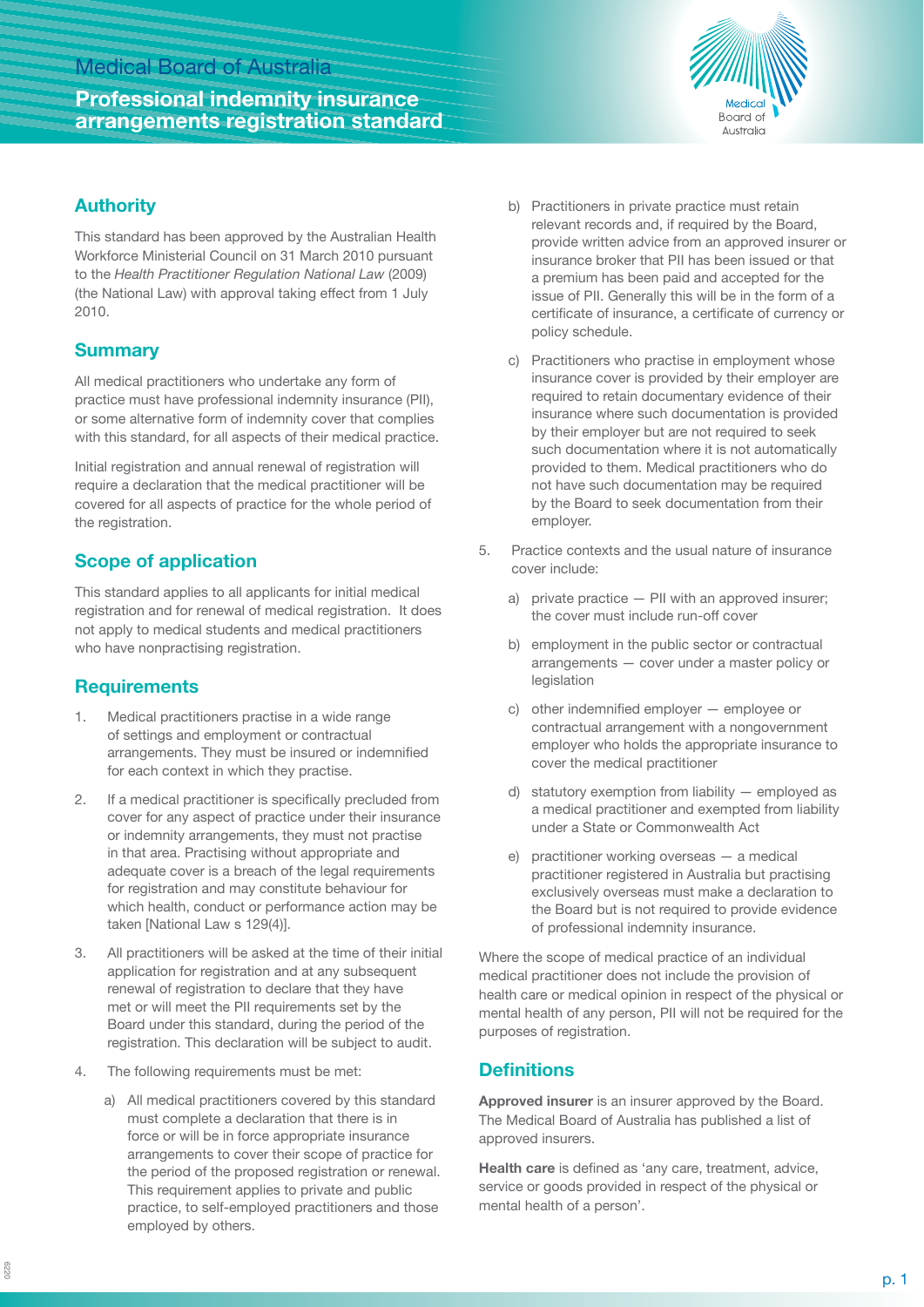Medical Board of Australia

# Professional indemnity insurance arrangements registration standard

## Authority

This standard has been approved by the Australian Health Workforce Ministerial Council on 31 March 2010 pursuant to the *Health Practitioner Regulation National Law* (2009) (the National Law) with approval taking effect from 1 July 2010.

## Summary

All medical practitioners who undertake any form of practice must have professional indemnity insurance (PII), or some alternative form of indemnity cover that complies with this standard, for all aspects of their medical practice.

Initial registration and annual renewal of registration will require a declaration that the medical practitioner will be covered for all aspects of practice for the whole period of the registration.

## Scope of application

This standard applies to all applicants for initial medical registration and for renewal of medical registration. It does not apply to medical students and medical practitioners who have nonpractising registration.

## Requirements

1. Medical practitioners practise in a wide range of settings and employment or contractual arrangements. They must be insured or indemnified for each context in which they practise.

2. If a medical practitioner is specifically precluded from cover for any aspect of practice under their insurance or indemnity arrangements, they must not practise in that area. Practising without appropriate and adequate cover is a breach of the legal requirements for registration and may constitute behaviour for which health, conduct or performance action may be taken [National Law s 129(4)].

3. All practitioners will be asked at the time of their initial application for registration and at any subsequent renewal of registration to declare that they have met or will meet the PII requirements set by the Board under this standard, during the period of the registration. This declaration will be subject to audit.

4. The following requirements must be met:

   a) All medical practitioners covered by this standard must complete a declaration that there is in force or will be in force appropriate insurance arrangements to cover their scope of practice for the period of the proposed registration or renewal. This requirement applies to private and public practice, to self-employed practitioners and those employed by others.

   b) Practitioners in private practice must retain relevant records and, if required by the Board, provide written advice from an approved insurer or insurance broker that PII has been issued or that a premium has been paid and accepted for the issue of PII. Generally this will be in the form of a certificate of insurance, a certificate of currency or policy schedule.

   c) Practitioners who practise in employment whose insurance cover is provided by their employer are required to retain documentary evidence of their insurance where such documentation is provided by their employer but are not required to seek such documentation where it is not automatically provided to them. Medical practitioners who do not have such documentation may be required by the Board to seek documentation from their employer.

5. Practice contexts and the usual nature of insurance cover include:

   a) private practice — PII with an approved insurer; the cover must include run-off cover

   b) employment in the public sector or contractual arrangements — cover under a master policy or legislation

   c) other indemnified employer — employee or contractual arrangement with a nongovernment employer who holds the appropriate insurance to cover the medical practitioner

   d) statutory exemption from liability — employed as a medical practitioner and exempted from liability under a State or Commonwealth Act

   e) practitioner working overseas — a medical practitioner registered in Australia but practising exclusively overseas must make a declaration to the Board but is not required to provide evidence of professional indemnity insurance.

Where the scope of medical practice of an individual medical practitioner does not include the provision of health care or medical opinion in respect of the physical or mental health of any person, PII will not be required for the purposes of registration.

## Definitions

**Approved insurer** is an insurer approved by the Board. The Medical Board of Australia has published a list of approved insurers.

**Health care** is defined as 'any care, treatment, advice, service or goods provided in respect of the physical or mental health of a person'.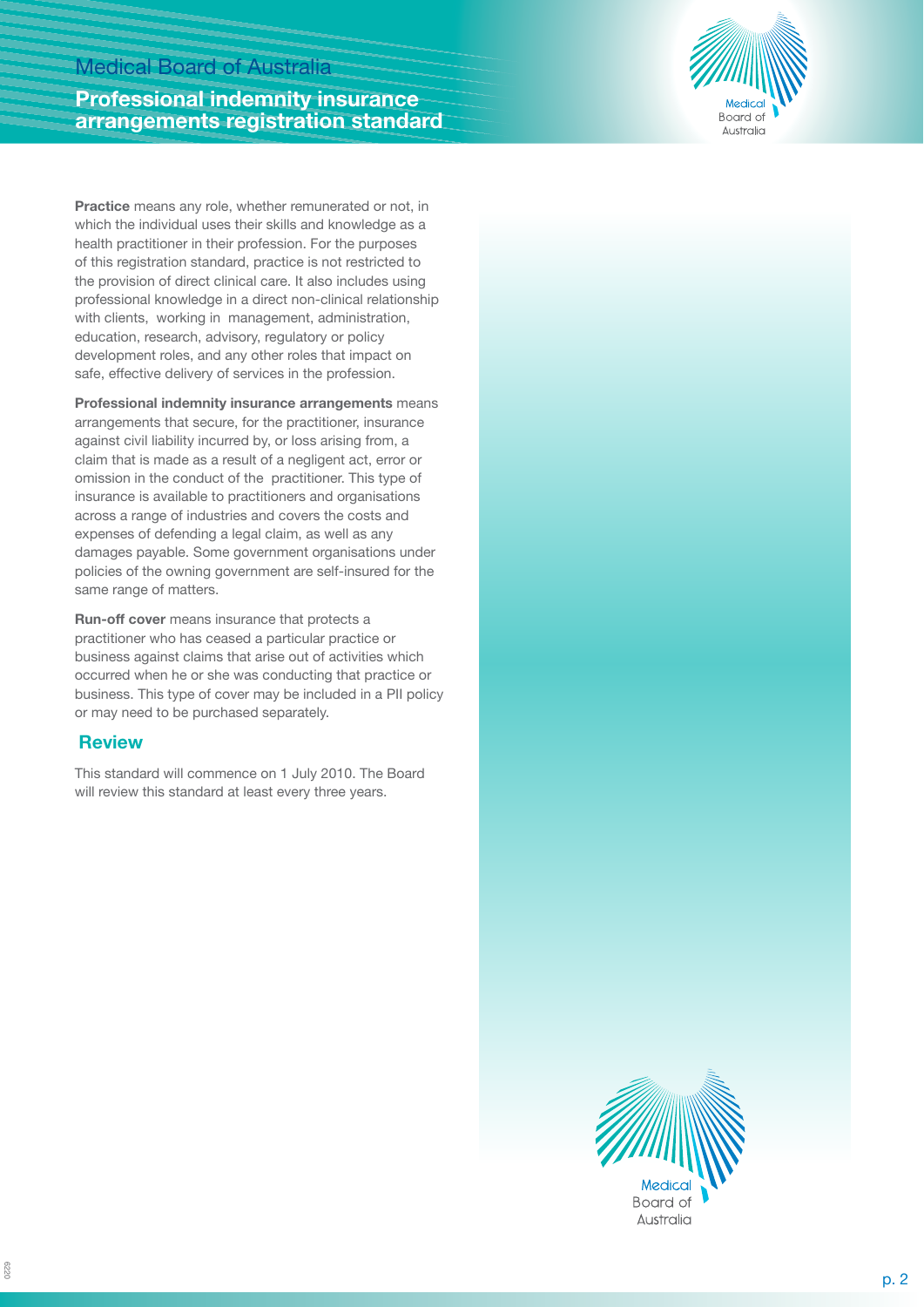**Practice** means any role, whether remunerated or not, in which the individual uses their skills and knowledge as a health practitioner in their profession. For the purposes of this registration standard, practice is not restricted to the provision of direct clinical care. It also includes using professional knowledge in a direct non-clinical relationship with clients, working in management, administration, education, research, advisory, regulatory or policy development roles, and any other roles that impact on safe, effective delivery of services in the profession.

**Professional indemnity insurance arrangements** means arrangements that secure, for the practitioner, insurance against civil liability incurred by, or loss arising from, a claim that is made as a result of a negligent act, error or omission in the conduct of the practitioner. This type of insurance is available to practitioners and organisations across a range of industries and covers the costs and expenses of defending a legal claim, as well as any damages payable. Some government organisations under policies of the owning government are self-insured for the same range of matters.

**Run-off cover** means insurance that protects a practitioner who has ceased a particular practice or business against claims that arise out of activities which occurred when he or she was conducting that practice or business. This type of cover may be included in a PII policy or may need to be purchased separately.

## Review

This standard will commence on 1 July 2010. The Board will review this standard at least every three years.